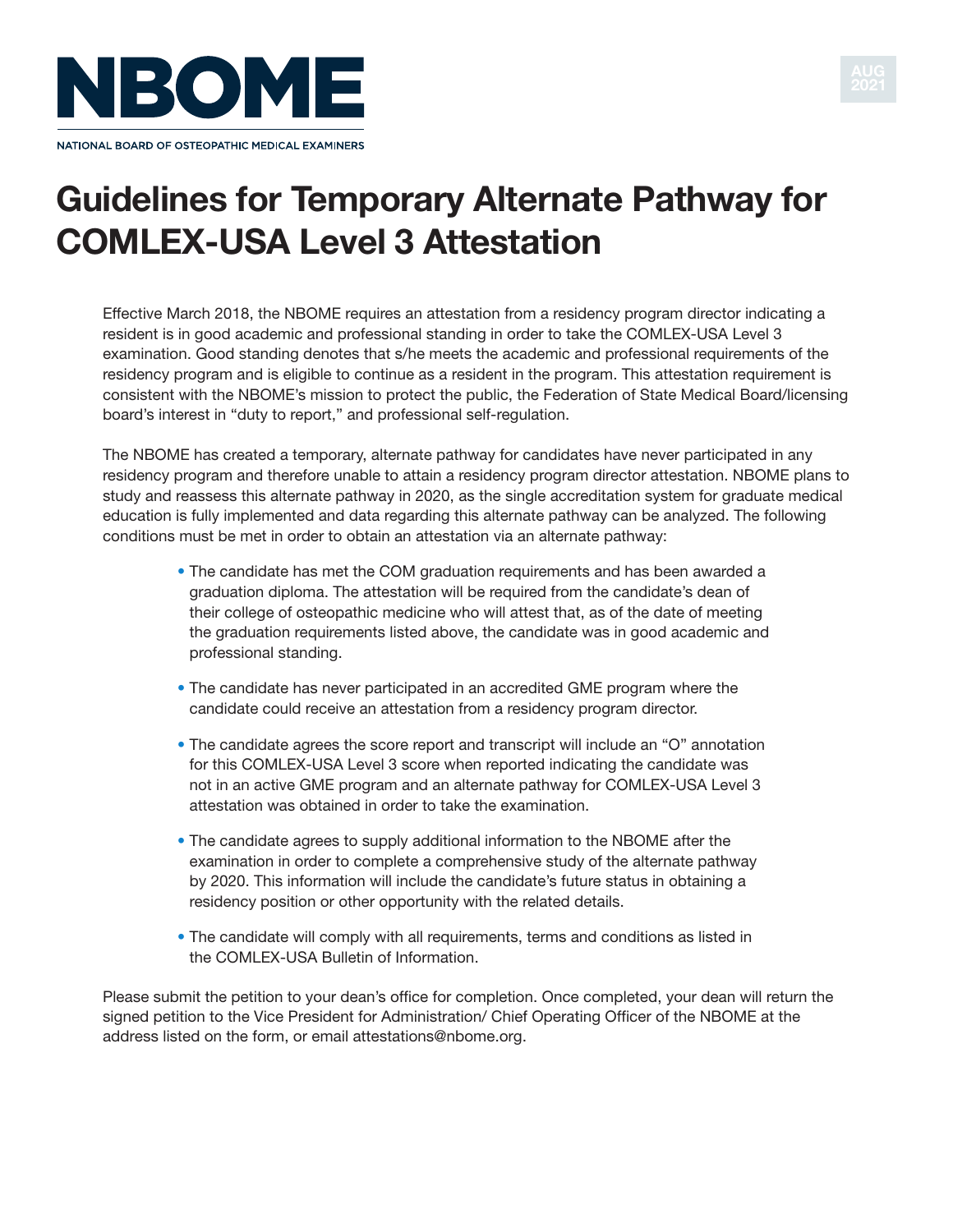NBOME

NATIONAL BOARD OF OSTEOPATHIC MEDICAL EXAMINERS

AUG 2021

# Guidelines for Temporary Alternate Pathway for COMLEX-USA Level 3 Attestation

Effective March 2018, the NBOME requires an attestation from a residency program director indicating a resident is in good academic and professional standing in order to take the COMLEX-USA Level 3 examination. Good standing denotes that s/he meets the academic and professional requirements of the residency program and is eligible to continue as a resident in the program. This attestation requirement is consistent with the NBOME's mission to protect the public, the Federation of State Medical Board/licensing board's interest in "duty to report," and professional self-regulation.

The NBOME has created a temporary, alternate pathway for candidates have never participated in any residency program and therefore unable to attain a residency program director attestation. NBOME plans to study and reassess this alternate pathway in 2020, as the single accreditation system for graduate medical education is fully implemented and data regarding this alternate pathway can be analyzed. The following conditions must be met in order to obtain an attestation via an alternate pathway:

- The candidate has met the COM graduation requirements and has been awarded a graduation diploma. The attestation will be required from the candidate's dean of their college of osteopathic medicine who will attest that, as of the date of meeting the graduation requirements listed above, the candidate was in good academic and professional standing.
- The candidate has never participated in an accredited GME program where the candidate could receive an attestation from a residency program director.
- The candidate agrees the score report and transcript will include an "O" annotation for this COMLEX-USA Level 3 score when reported indicating the candidate was not in an active GME program and an alternate pathway for COMLEX-USA Level 3 attestation was obtained in order to take the examination.
- The candidate agrees to supply additional information to the NBOME after the examination in order to complete a comprehensive study of the alternate pathway by 2020. This information will include the candidate's future status in obtaining a residency position or other opportunity with the related details.
- The candidate will comply with all requirements, terms and conditions as listed in the COMLEX-USA Bulletin of Information.

Please submit the petition to your dean's office for completion. Once completed, your dean will return the signed petition to the Vice President for Administration/ Chief Operating Officer of the NBOME at the address listed on the form, or email attestations@nbome.org.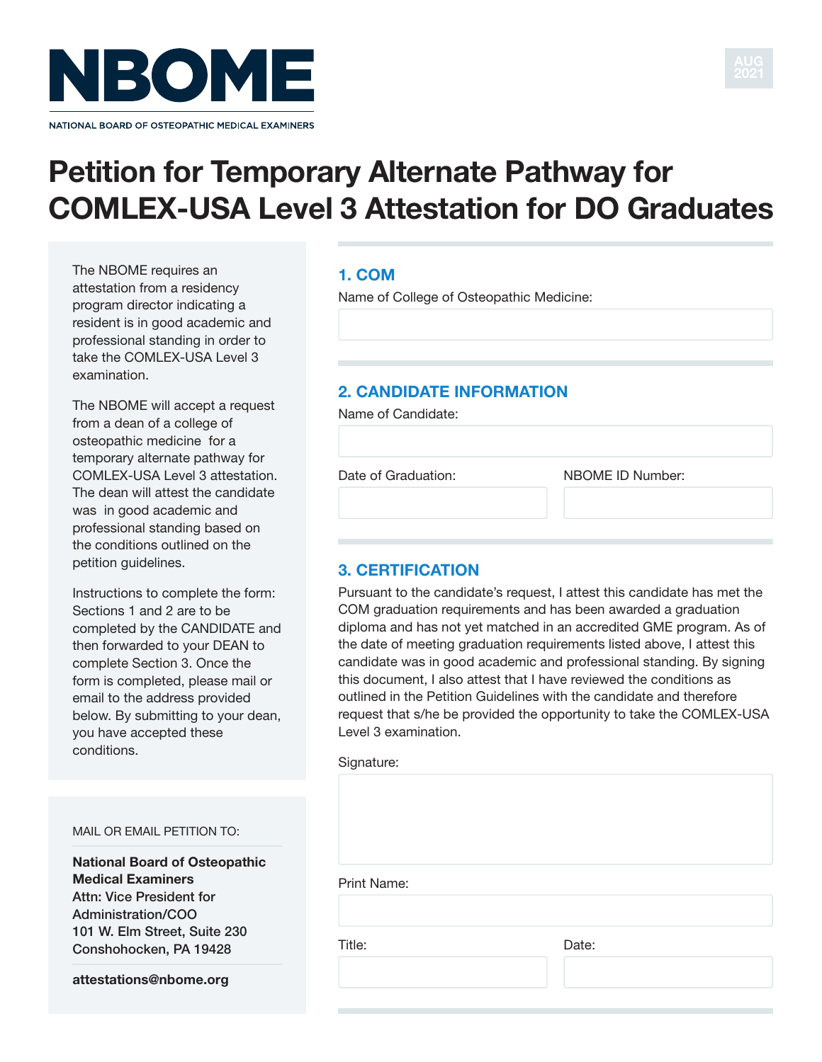# NBOME

NATIONAL BOARD OF OSTEOPATHIC MEDICAL EXAMINERS

AUG 2021

# Petition for Temporary Alternate Pathway for COMLEX-USA Level 3 Attestation for DO Graduates

The NBOME requires an attestation from a residency program director indicating a resident is in good academic and professional standing in order to take the COMLEX-USA Level 3 examination.

The NBOME will accept a request from a dean of a college of osteopathic medicine for a temporary alternate pathway for COMLEX-USA Level 3 attestation. The dean will attest the candidate was in good academic and professional standing based on the conditions outlined on the petition guidelines.

Instructions to complete the form: Sections 1 and 2 are to be completed by the CANDIDATE and then forwarded to your DEAN to complete Section 3. Once the form is completed, please mail or email to the address provided below. By submitting to your dean, you have accepted these conditions.

MAIL OR EMAIL PETITION TO:

**National Board of Osteopathic Medical Examiners**
Attn: Vice President for Administration/COO
101 W. Elm Street, Suite 230
Conshohocken, PA 19428

**attestations@nbome.org**

## 1. COM

Name of College of Osteopathic Medicine:

## 2. CANDIDATE INFORMATION

Name of Candidate:

Date of Graduation:

NBOME ID Number:

## 3. CERTIFICATION

Pursuant to the candidate's request, I attest this candidate has met the COM graduation requirements and has been awarded a graduation diploma and has not yet matched in an accredited GME program. As of the date of meeting graduation requirements listed above, I attest this candidate was in good academic and professional standing. By signing this document, I also attest that I have reviewed the conditions as outlined in the Petition Guidelines with the candidate and therefore request that s/he be provided the opportunity to take the COMLEX-USA Level 3 examination.

Signature:

Print Name:

Title:

Date: